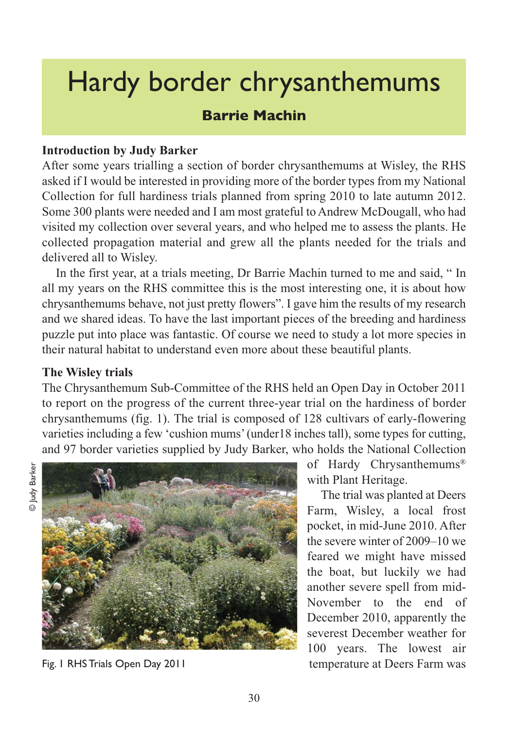# Hardy border chrysanthemums

**Barrie Machin**

### Introduction by Judy Barker

After some years trialling a section of border chrysanthemums at Wisley, the RHS asked if I would be interested in providing more of the border types from my National Collection for full hardiness trials planned from spring 2010 to late autumn 2012. Some 300 plants were needed and I am most grateful to Andrew McDougall, who had visited my collection over several years, and who helped me to assess the plants. He collected propagation material and grew all the plants needed for the trials and delivered all to Wisley.

In the first year, at a trials meeting, Dr Barrie Machin turned to me and said, " In all my years on the RHS committee this is the most interesting one, it is about how chrysanthemums behave, not just pretty flowers". I gave him the results of my research and we shared ideas. To have the last important pieces of the breeding and hardiness puzzle put into place was fantastic. Of course we need to study a lot more species in their natural habitat to understand even more about these beautiful plants.

### The Wisley trials

The Chrysanthemum Sub-Committee of the RHS held an Open Day in October 2011 to report on the progress of the current three-year trial on the hardiness of border chrysanthemums (fig. 1). The trial is composed of 128 cultivars of early-flowering varieties including a few 'cushion mums' (under18 inches tall), some types for cutting, and 97 border varieties supplied by Judy Barker, who holds the National Collection of Hardy Chrysanthemums® with Plant Heritage.

© Judy Barker

Fig. 1 RHS Trials Open Day 2011

The trial was planted at Deers Farm, Wisley, a local frost pocket, in mid-June 2010. After the severe winter of 2009–10 we feared we might have missed the boat, but luckily we had another severe spell from mid-November to the end of December 2010, apparently the severest December weather for 100 years. The lowest air temperature at Deers Farm was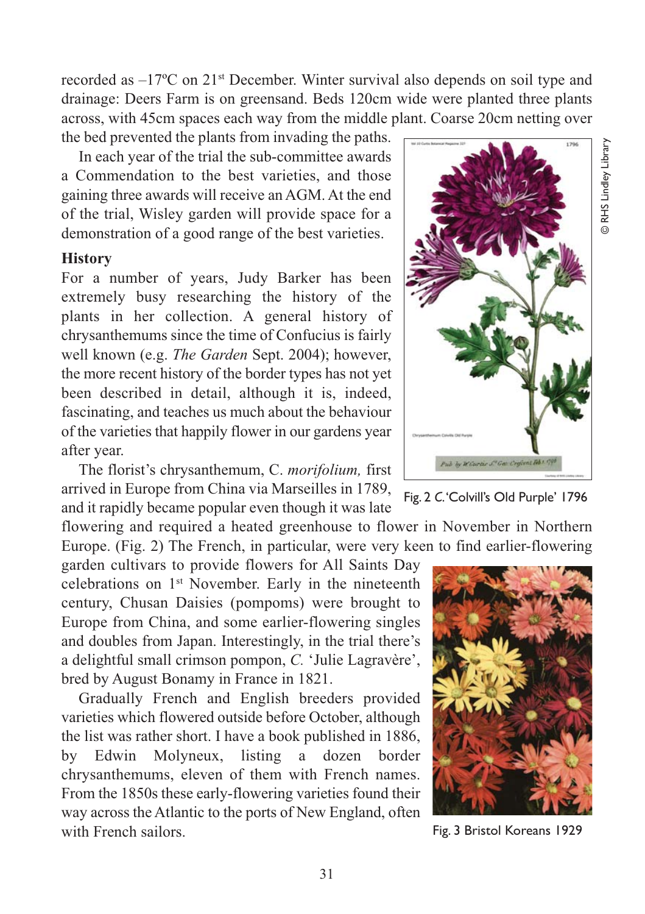recorded as –17ºC on 21st December. Winter survival also depends on soil type and drainage: Deers Farm is on greensand. Beds 120cm wide were planted three plants across, with 45cm spaces each way from the middle plant. Coarse 20cm netting over the bed prevented the plants from invading the paths.

In each year of the trial the sub-committee awards a Commendation to the best varieties, and those gaining three awards will receive an AGM. At the end of the trial, Wisley garden will provide space for a demonstration of a good range of the best varieties.

**History**

For a number of years, Judy Barker has been extremely busy researching the history of the plants in her collection. A general history of chrysanthemums since the time of Confucius is fairly well known (e.g. *The Garden* Sept. 2004); however, the more recent history of the border types has not yet been described in detail, although it is, indeed, fascinating, and teaches us much about the behaviour of the varieties that happily flower in our gardens year after year.

The florist's chrysanthemum, C. *morifolium,* first arrived in Europe from China via Marseilles in 1789, and it rapidly became popular even though it was late flowering and required a heated greenhouse to flower in November in Northern Europe. (Fig. 2) The French, in particular, were very keen to find earlier-flowering garden cultivars to provide flowers for All Saints Day celebrations on 1st November. Early in the nineteenth century, Chusan Daisies (pompoms) were brought to Europe from China, and some earlier-flowering singles and doubles from Japan. Interestingly, in the trial there's a delightful small crimson pompon, *C.* 'Julie Lagravère', bred by August Bonamy in France in 1821.

Gradually French and English breeders provided varieties which flowered outside before October, although the list was rather short. I have a book published in 1886, by Edwin Molyneux, listing a dozen border chrysanthemums, eleven of them with French names. From the 1850s these early-flowering varieties found their way across the Atlantic to the ports of New England, often with French sailors.

© RHS Lindley Library

Fig. 2 *C.* 'Colvill's Old Purple' 1796

Fig. 3 Bristol Koreans 1929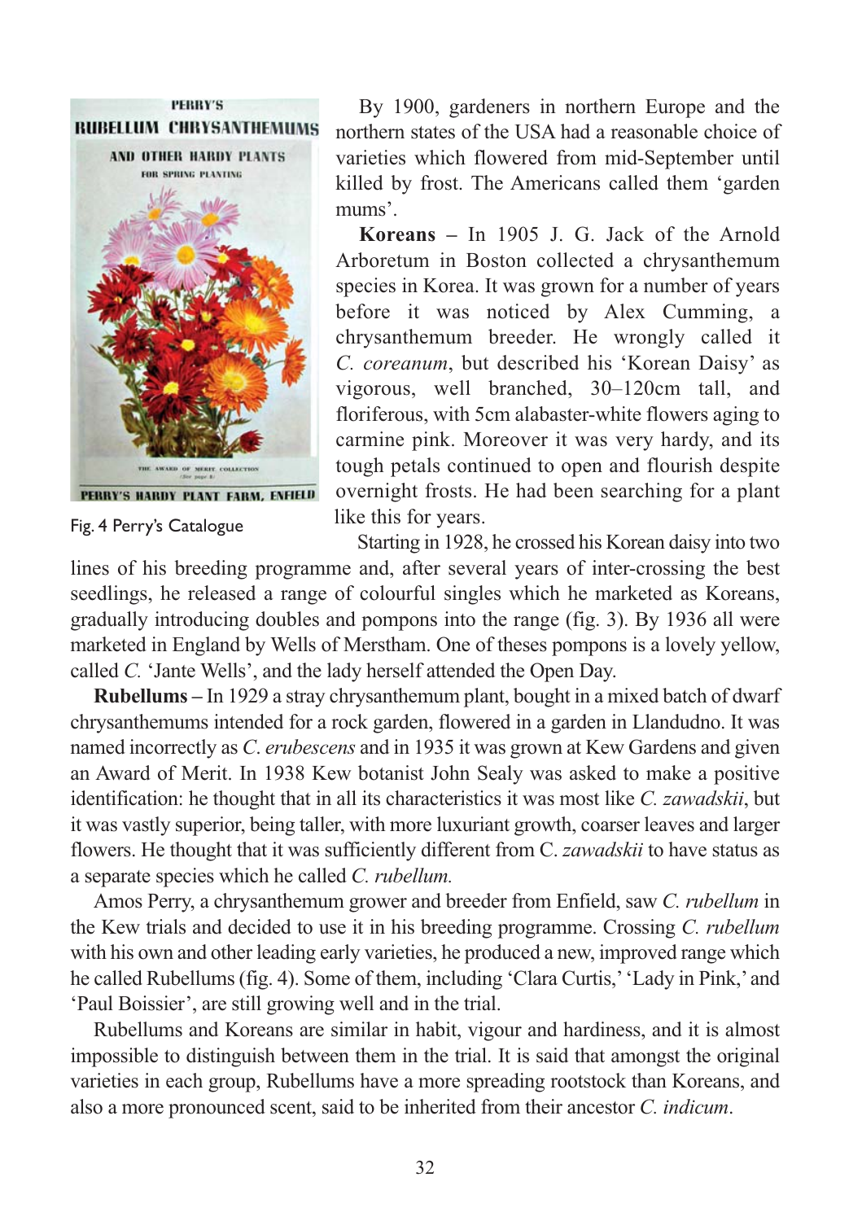Fig. 4 Perry's Catalogue

By 1900, gardeners in northern Europe and the northern states of the USA had a reasonable choice of varieties which flowered from mid-September until killed by frost. The Americans called them 'garden mums'.

**Koreans** – In 1905 J. G. Jack of the Arnold Arboretum in Boston collected a chrysanthemum species in Korea. It was grown for a number of years before it was noticed by Alex Cumming, a chrysanthemum breeder. He wrongly called it *C. coreanum*, but described his 'Korean Daisy' as vigorous, well branched, 30–120cm tall, and floriferous, with 5cm alabaster-white flowers aging to carmine pink. Moreover it was very hardy, and its tough petals continued to open and flourish despite overnight frosts. He had been searching for a plant like this for years.

Starting in 1928, he crossed his Korean daisy into two lines of his breeding programme and, after several years of inter-crossing the best seedlings, he released a range of colourful singles which he marketed as Koreans, gradually introducing doubles and pompons into the range (fig. 3). By 1936 all were marketed in England by Wells of Merstham. One of theses pompons is a lovely yellow, called *C.* 'Jante Wells', and the lady herself attended the Open Day.

**Rubellums** – In 1929 a stray chrysanthemum plant, bought in a mixed batch of dwarf chrysanthemums intended for a rock garden, flowered in a garden in Llandudno. It was named incorrectly as *C. erubescens* and in 1935 it was grown at Kew Gardens and given an Award of Merit. In 1938 Kew botanist John Sealy was asked to make a positive identification: he thought that in all its characteristics it was most like *C. zawadskii*, but it was vastly superior, being taller, with more luxuriant growth, coarser leaves and larger flowers. He thought that it was sufficiently different from C. *zawadskii* to have status as a separate species which he called *C. rubellum.*

Amos Perry, a chrysanthemum grower and breeder from Enfield, saw *C. rubellum* in the Kew trials and decided to use it in his breeding programme. Crossing *C. rubellum* with his own and other leading early varieties, he produced a new, improved range which he called Rubellums (fig. 4). Some of them, including 'Clara Curtis,' 'Lady in Pink,' and 'Paul Boissier', are still growing well and in the trial.

Rubellums and Koreans are similar in habit, vigour and hardiness, and it is almost impossible to distinguish between them in the trial. It is said that amongst the original varieties in each group, Rubellums have a more spreading rootstock than Koreans, and also a more pronounced scent, said to be inherited from their ancestor *C. indicum*.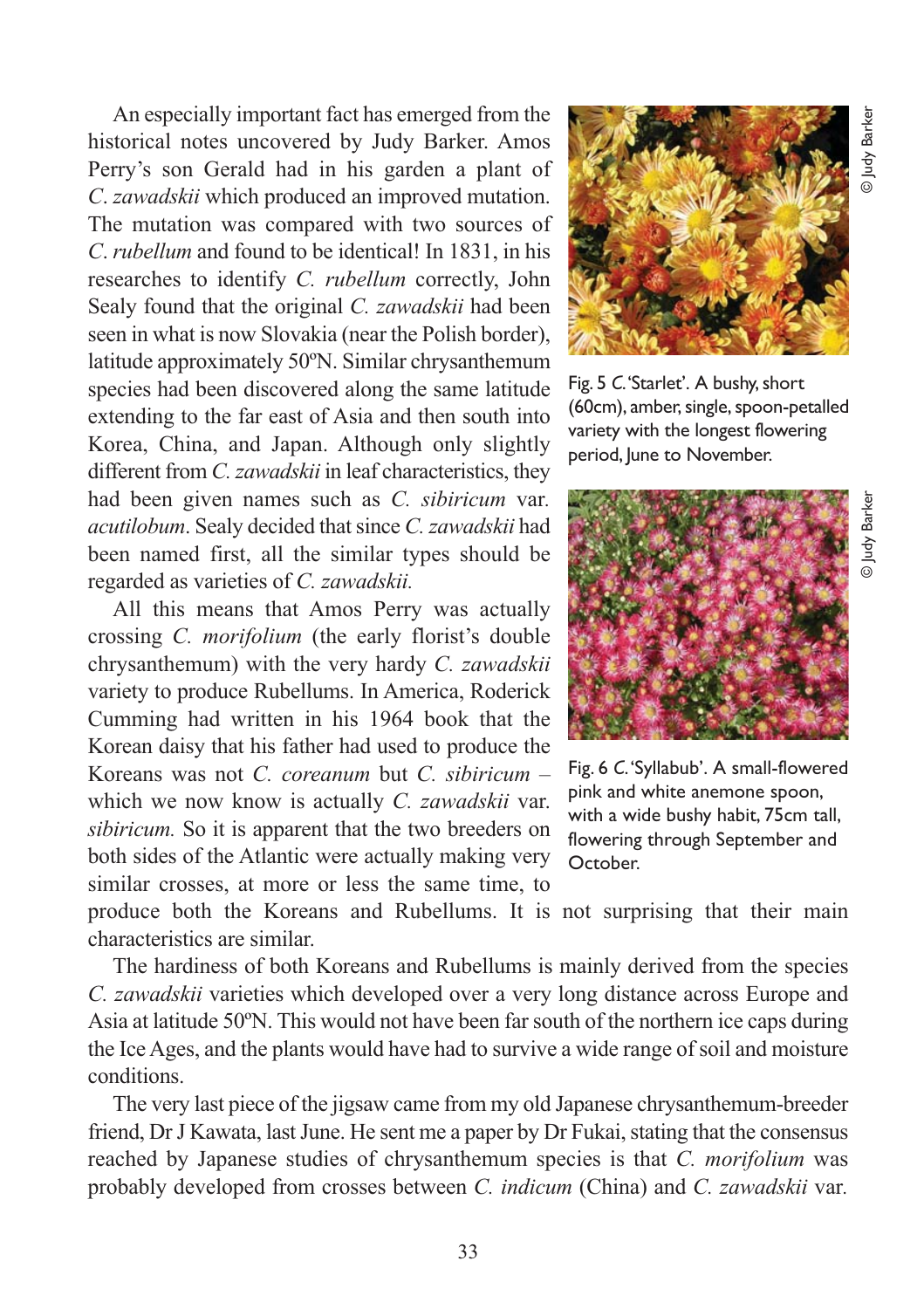An especially important fact has emerged from the historical notes uncovered by Judy Barker. Amos Perry's son Gerald had in his garden a plant of *C. zawadskii* which produced an improved mutation. The mutation was compared with two sources of *C. rubellum* and found to be identical! In 1831, in his researches to identify *C. rubellum* correctly, John Sealy found that the original *C. zawadskii* had been seen in what is now Slovakia (near the Polish border), latitude approximately 50ºN. Similar chrysanthemum species had been discovered along the same latitude extending to the far east of Asia and then south into Korea, China, and Japan. Although only slightly different from *C. zawadskii* in leaf characteristics, they had been given names such as *C. sibiricum* var. *acutilobum*. Sealy decided that since *C. zawadskii* had been named first, all the similar types should be regarded as varieties of *C. zawadskii.*

All this means that Amos Perry was actually crossing *C. morifolium* (the early florist's double chrysanthemum) with the very hardy *C. zawadskii* variety to produce Rubellums. In America, Roderick Cumming had written in his 1964 book that the Korean daisy that his father had used to produce the Koreans was not *C. coreanum* but *C. sibiricum* – which we now know is actually *C. zawadskii* var. *sibiricum.* So it is apparent that the two breeders on both sides of the Atlantic were actually making very similar crosses, at more or less the same time, to produce both the Koreans and Rubellums. It is not surprising that their main characteristics are similar.

Fig. 5 *C.* 'Starlet'. A bushy, short (60cm), amber, single, spoon-petalled variety with the longest flowering period, June to November.

© Judy Barker

Fig. 6 *C.* 'Syllabub'. A small-flowered pink and white anemone spoon, with a wide bushy habit, 75cm tall, flowering through September and October.

© Judy Barker

The hardiness of both Koreans and Rubellums is mainly derived from the species *C. zawadskii* varieties which developed over a very long distance across Europe and Asia at latitude 50ºN. This would not have been far south of the northern ice caps during the Ice Ages, and the plants would have had to survive a wide range of soil and moisture conditions.

The very last piece of the jigsaw came from my old Japanese chrysanthemum-breeder friend, Dr J Kawata, last June. He sent me a paper by Dr Fukai, stating that the consensus reached by Japanese studies of chrysanthemum species is that *C. morifolium* was probably developed from crosses between *C. indicum* (China) and *C. zawadskii* var.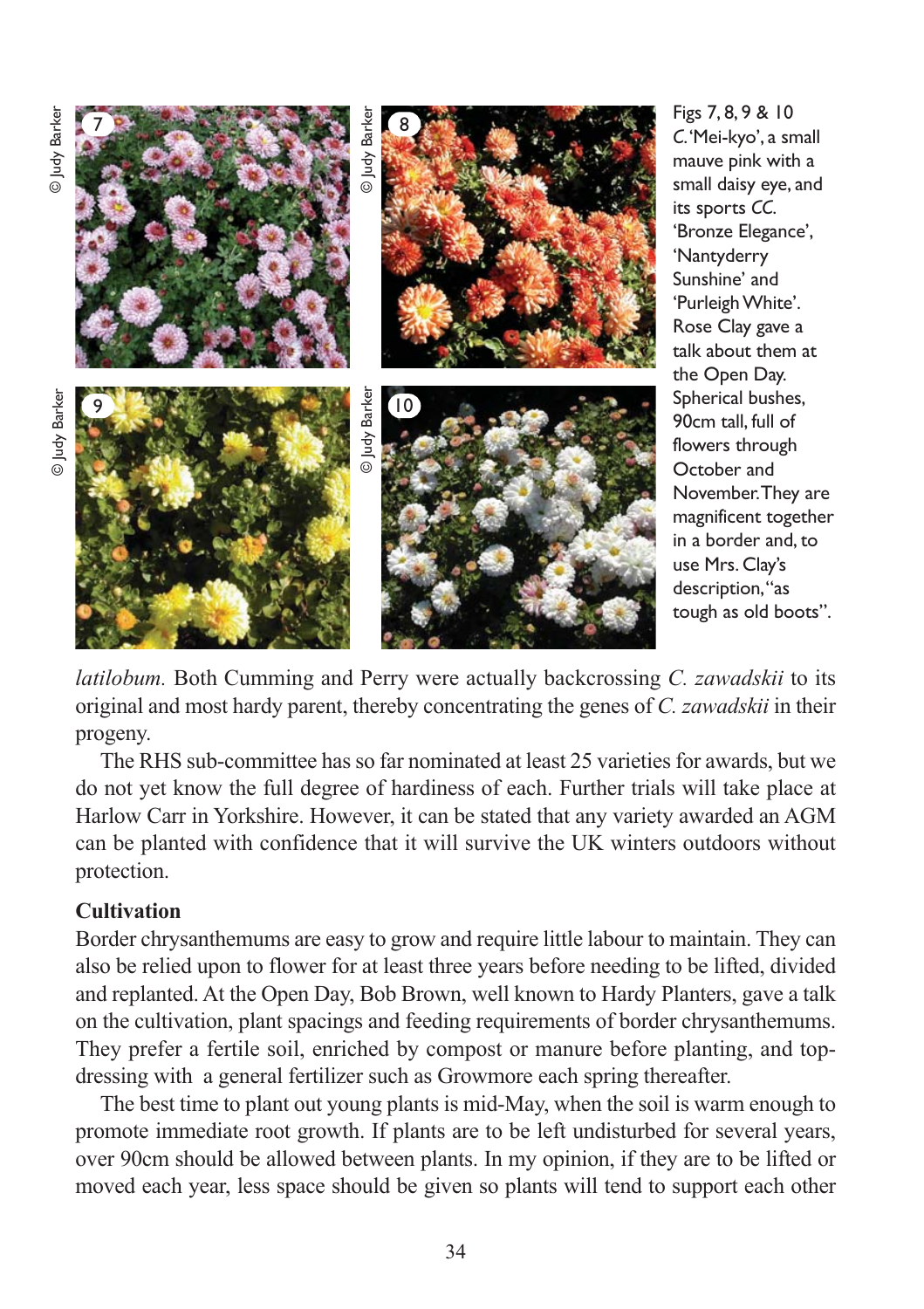Figs 7, 8, 9 & 10 *C.* 'Mei-kyo', a small mauve pink with a small daisy eye, and its sports *CC.* 'Bronze Elegance', 'Nantyderry Sunshine' and 'Purleigh White'. Rose Clay gave a talk about them at the Open Day. Spherical bushes, 90cm tall, full of flowers through October and November. They are magnificent together in a border and, to use Mrs. Clay's description, "as tough as old boots".

*latilobum.* Both Cumming and Perry were actually backcrossing *C. zawadskii* to its original and most hardy parent, thereby concentrating the genes of *C. zawadskii* in their progeny.

The RHS sub-committee has so far nominated at least 25 varieties for awards, but we do not yet know the full degree of hardiness of each. Further trials will take place at Harlow Carr in Yorkshire. However, it can be stated that any variety awarded an AGM can be planted with confidence that it will survive the UK winters outdoors without protection.

**Cultivation**

Border chrysanthemums are easy to grow and require little labour to maintain. They can also be relied upon to flower for at least three years before needing to be lifted, divided and replanted. At the Open Day, Bob Brown, well known to Hardy Planters, gave a talk on the cultivation, plant spacings and feeding requirements of border chrysanthemums. They prefer a fertile soil, enriched by compost or manure before planting, and top-dressing with a general fertilizer such as Growmore each spring thereafter.

The best time to plant out young plants is mid-May, when the soil is warm enough to promote immediate root growth. If plants are to be left undisturbed for several years, over 90cm should be allowed between plants. In my opinion, if they are to be lifted or moved each year, less space should be given so plants will tend to support each other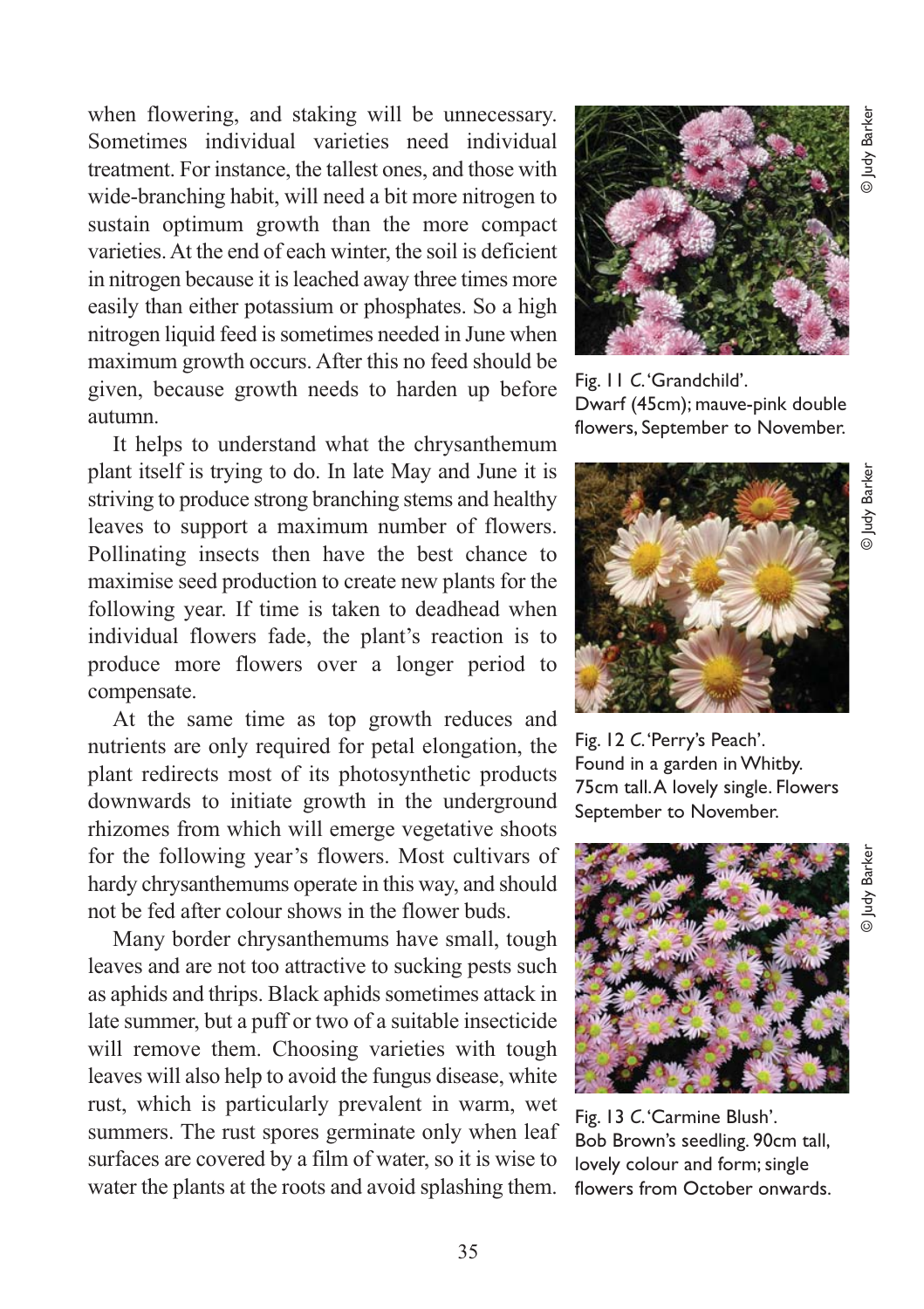when flowering, and staking will be unnecessary. Sometimes individual varieties need individual treatment. For instance, the tallest ones, and those with wide-branching habit, will need a bit more nitrogen to sustain optimum growth than the more compact varieties. At the end of each winter, the soil is deficient in nitrogen because it is leached away three times more easily than either potassium or phosphates. So a high nitrogen liquid feed is sometimes needed in June when maximum growth occurs. After this no feed should be given, because growth needs to harden up before autumn.

It helps to understand what the chrysanthemum plant itself is trying to do. In late May and June it is striving to produce strong branching stems and healthy leaves to support a maximum number of flowers. Pollinating insects then have the best chance to maximise seed production to create new plants for the following year. If time is taken to deadhead when individual flowers fade, the plant's reaction is to produce more flowers over a longer period to compensate.

At the same time as top growth reduces and nutrients are only required for petal elongation, the plant redirects most of its photosynthetic products downwards to initiate growth in the underground rhizomes from which will emerge vegetative shoots for the following year's flowers. Most cultivars of hardy chrysanthemums operate in this way, and should not be fed after colour shows in the flower buds.

Many border chrysanthemums have small, tough leaves and are not too attractive to sucking pests such as aphids and thrips. Black aphids sometimes attack in late summer, but a puff or two of a suitable insecticide will remove them. Choosing varieties with tough leaves will also help to avoid the fungus disease, white rust, which is particularly prevalent in warm, wet summers. The rust spores germinate only when leaf surfaces are covered by a film of water, so it is wise to water the plants at the roots and avoid splashing them.

© Judy Barker

Fig. 11 *C.* 'Grandchild'.
Dwarf (45cm); mauve-pink double flowers, September to November.

© Judy Barker

Fig. 12 *C.* 'Perry's Peach'.
Found in a garden in Whitby. 75cm tall. A lovely single. Flowers September to November.

© Judy Barker

Fig. 13 *C.* 'Carmine Blush'.
Bob Brown's seedling. 90cm tall, lovely colour and form; single flowers from October onwards.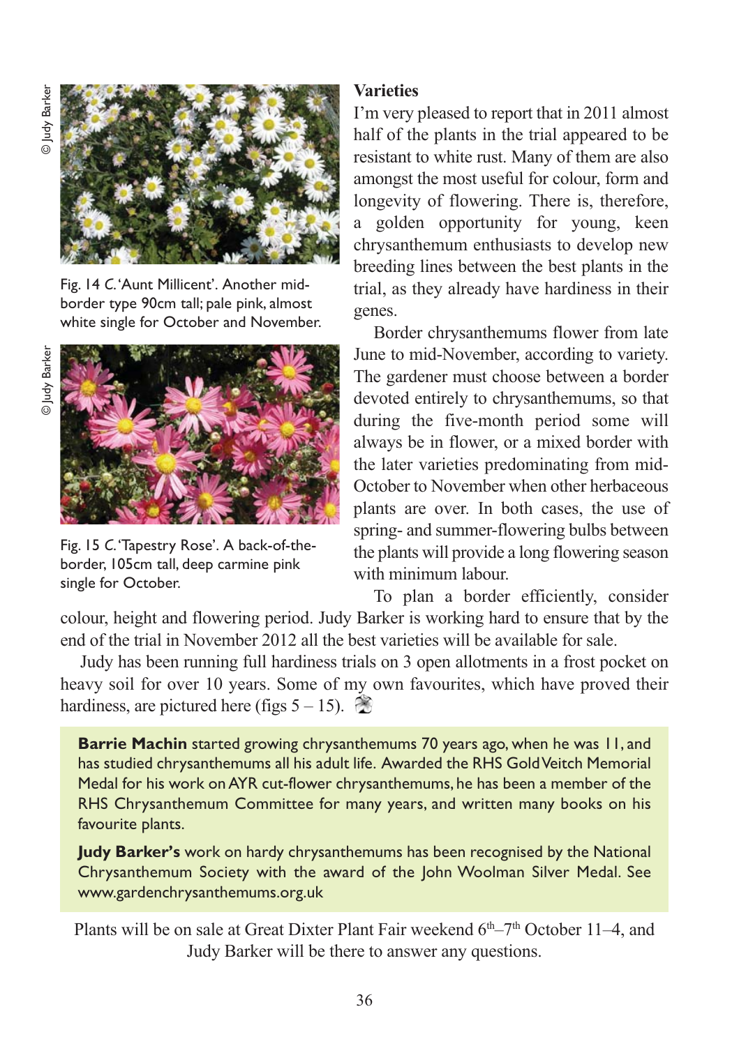Fig. 14 *C.* 'Aunt Millicent'. Another mid-border type 90cm tall; pale pink, almost white single for October and November.

Fig. 15 *C.* 'Tapestry Rose'. A back-of-the-border, 105cm tall, deep carmine pink single for October.

## Varieties

I'm very pleased to report that in 2011 almost half of the plants in the trial appeared to be resistant to white rust. Many of them are also amongst the most useful for colour, form and longevity of flowering. There is, therefore, a golden opportunity for young, keen chrysanthemum enthusiasts to develop new breeding lines between the best plants in the trial, as they already have hardiness in their genes.

Border chrysanthemums flower from late June to mid-November, according to variety. The gardener must choose between a border devoted entirely to chrysanthemums, so that during the five-month period some will always be in flower, or a mixed border with the later varieties predominating from mid-October to November when other herbaceous plants are over. In both cases, the use of spring- and summer-flowering bulbs between the plants will provide a long flowering season with minimum labour.

To plan a border efficiently, consider colour, height and flowering period. Judy Barker is working hard to ensure that by the end of the trial in November 2012 all the best varieties will be available for sale.

Judy has been running full hardiness trials on 3 open allotments in a frost pocket on heavy soil for over 10 years. Some of my own favourites, which have proved their hardiness, are pictured here (figs 5 – 15).

**Barrie Machin** started growing chrysanthemums 70 years ago, when he was 11, and has studied chrysanthemums all his adult life. Awarded the RHS Gold Veitch Memorial Medal for his work on AYR cut-flower chrysanthemums, he has been a member of the RHS Chrysanthemum Committee for many years, and written many books on his favourite plants.

**Judy Barker's** work on hardy chrysanthemums has been recognised by the National Chrysanthemum Society with the award of the John Woolman Silver Medal. See www.gardenchrysanthemums.org.uk

Plants will be on sale at Great Dixter Plant Fair weekend 6th–7th October 11–4, and Judy Barker will be there to answer any questions.